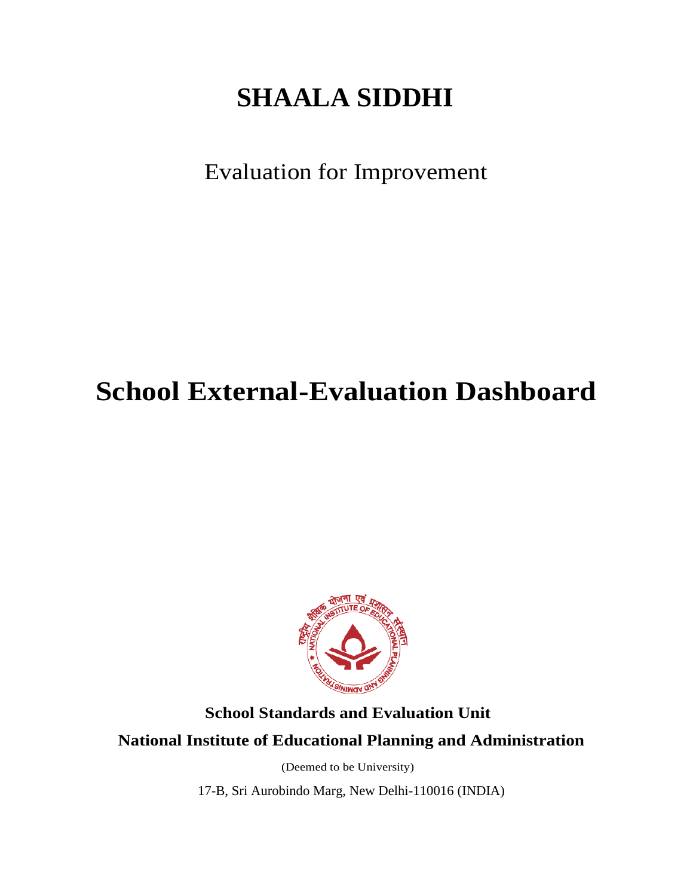# SHAALA SIDDHI

Evaluation for Improvement

# School External-Evaluation Dashboard

**School Standards and Evaluation Unit**

**National Institute of Educational Planning and Administration**

(Deemed to be University)

17-B, Sri Aurobindo Marg, New Delhi-110016 (INDIA)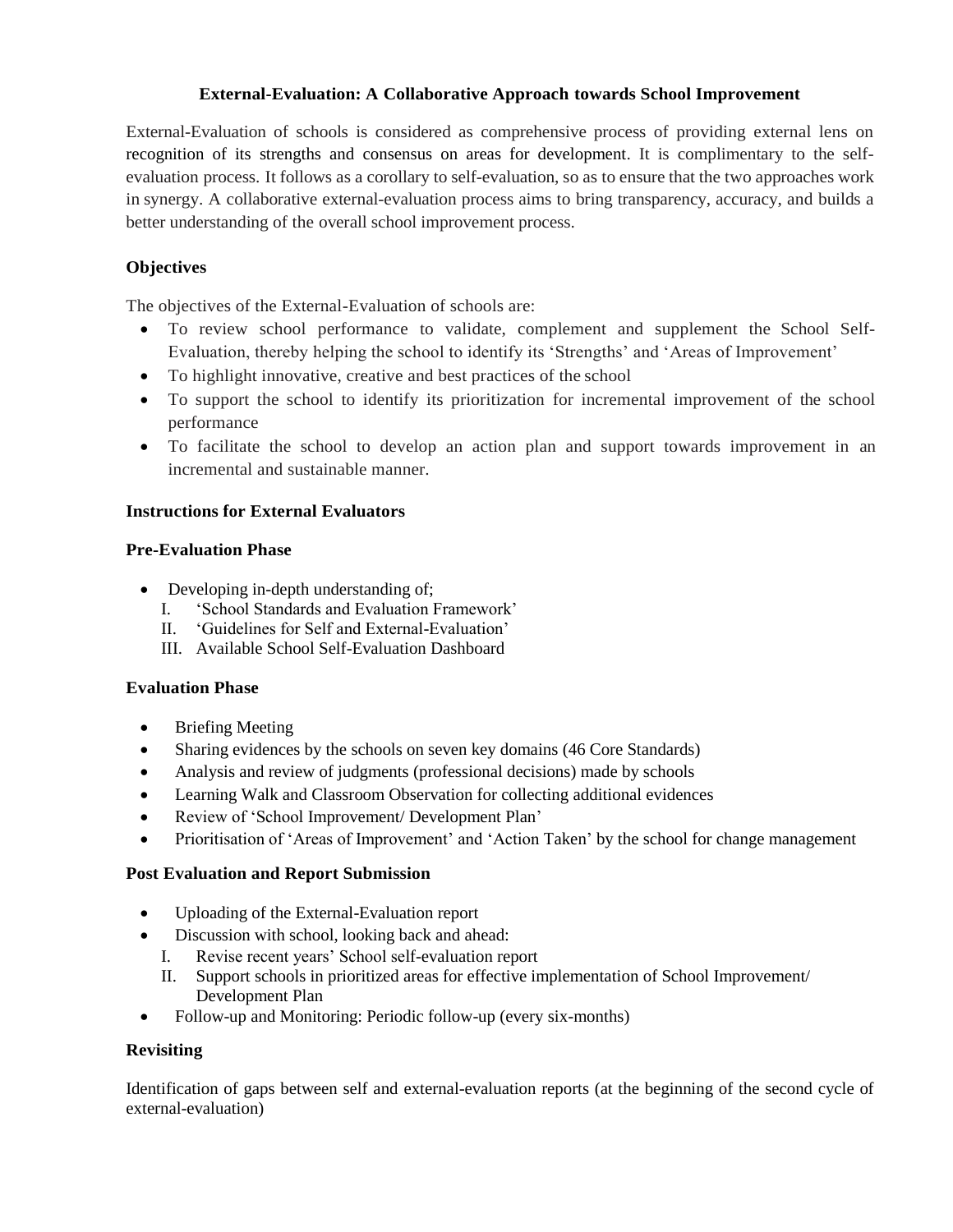# External-Evaluation: A Collaborative Approach towards School Improvement

External-Evaluation of schools is considered as comprehensive process of providing external lens on recognition of its strengths and consensus on areas for development. It is complimentary to the self-evaluation process. It follows as a corollary to self-evaluation, so as to ensure that the two approaches work in synergy. A collaborative external-evaluation process aims to bring transparency, accuracy, and builds a better understanding of the overall school improvement process.

## Objectives

The objectives of the External-Evaluation of schools are:

- To review school performance to validate, complement and supplement the School Self-Evaluation, thereby helping the school to identify its 'Strengths' and 'Areas of Improvement'
- To highlight innovative, creative and best practices of the school
- To support the school to identify its prioritization for incremental improvement of the school performance
- To facilitate the school to develop an action plan and support towards improvement in an incremental and sustainable manner.

## Instructions for External Evaluators

### Pre-Evaluation Phase

- Developing in-depth understanding of;
  - I. 'School Standards and Evaluation Framework'
  - II. 'Guidelines for Self and External-Evaluation'
  - III. Available School Self-Evaluation Dashboard

### Evaluation Phase

- Briefing Meeting
- Sharing evidences by the schools on seven key domains (46 Core Standards)
- Analysis and review of judgments (professional decisions) made by schools
- Learning Walk and Classroom Observation for collecting additional evidences
- Review of 'School Improvement/ Development Plan'
- Prioritisation of 'Areas of Improvement' and 'Action Taken' by the school for change management

### Post Evaluation and Report Submission

- Uploading of the External-Evaluation report
- Discussion with school, looking back and ahead:
  - I. Revise recent years' School self-evaluation report
  - II. Support schools in prioritized areas for effective implementation of School Improvement/ Development Plan
- Follow-up and Monitoring: Periodic follow-up (every six-months)

### Revisiting

Identification of gaps between self and external-evaluation reports (at the beginning of the second cycle of external-evaluation)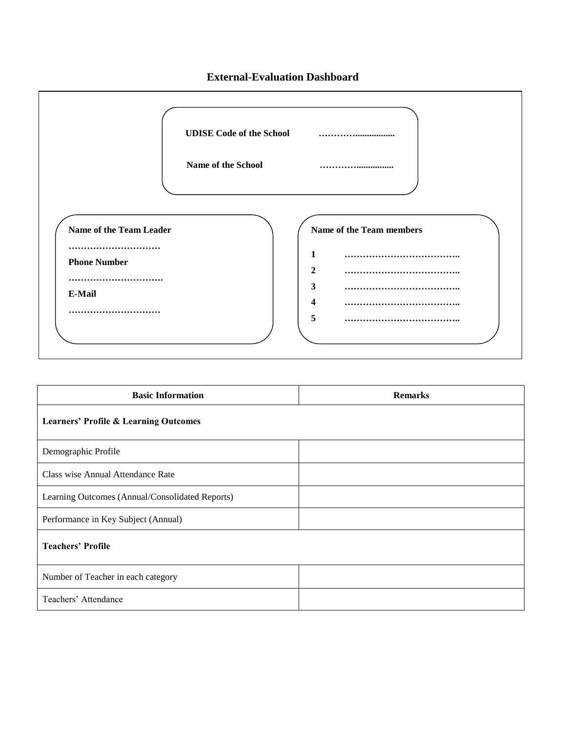# External-Evaluation Dashboard

**UDISE Code of the School** …………................

**Name of the School** …………...............

**Name of the Team Leader**

…………………………

**Phone Number**

………………………….

**E-Mail**

…………………………

**Name of the Team members**

**1** ………………………………..

**2** ………………………………..

**3** ………………………………..

**4** ………………………………..

**5** ………………………………..

| Basic Information | Remarks |
|---|---|
| **Learners' Profile & Learning Outcomes** | |
| Demographic Profile | |
| Class wise Annual Attendance Rate | |
| Learning Outcomes (Annual/Consolidated Reports) | |
| Performance in Key Subject (Annual) | |
| **Teachers' Profile** | |
| Number of Teacher in each category | |
| Teachers' Attendance | |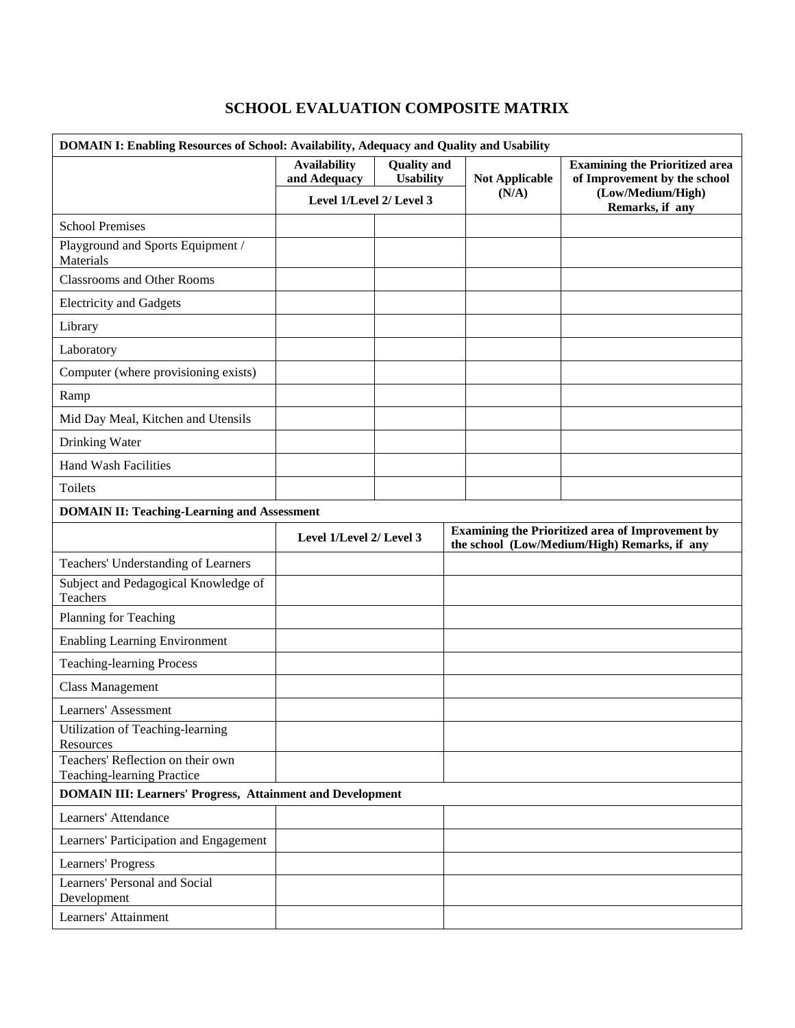# SCHOOL EVALUATION COMPOSITE MATRIX

| DOMAIN I: Enabling Resources of School: Availability, Adequacy and Quality and Usability | | | | |
|---|---|---|---|---|
| | **Availability and Adequacy** | **Quality and Usability** | **Not Applicable (N/A)** | **Examining the Prioritized area of Improvement by the school (Low/Medium/High) Remarks, if any** |
| | **Level 1/Level 2/ Level 3** | | | |
| School Premises | | | | |
| Playground and Sports Equipment / Materials | | | | |
| Classrooms and Other Rooms | | | | |
| Electricity and Gadgets | | | | |
| Library | | | | |
| Laboratory | | | | |
| Computer (where provisioning exists) | | | | |
| Ramp | | | | |
| Mid Day Meal, Kitchen and Utensils | | | | |
| Drinking Water | | | | |
| Hand Wash Facilities | | | | |
| Toilets | | | | |

| DOMAIN II: Teaching-Learning and Assessment | | |
|---|---|---|
| | **Level 1/Level 2/ Level 3** | **Examining the Prioritized area of Improvement by the school (Low/Medium/High) Remarks, if any** |
| Teachers' Understanding of Learners | | |
| Subject and Pedagogical Knowledge of Teachers | | |
| Planning for Teaching | | |
| Enabling Learning Environment | | |
| Teaching-learning Process | | |
| Class Management | | |
| Learners' Assessment | | |
| Utilization of Teaching-learning Resources | | |
| Teachers' Reflection on their own Teaching-learning Practice | | |
| **DOMAIN III: Learners' Progress, Attainment and Development** | | |
| Learners' Attendance | | |
| Learners' Participation and Engagement | | |
| Learners' Progress | | |
| Learners' Personal and Social Development | | |
| Learners' Attainment | | |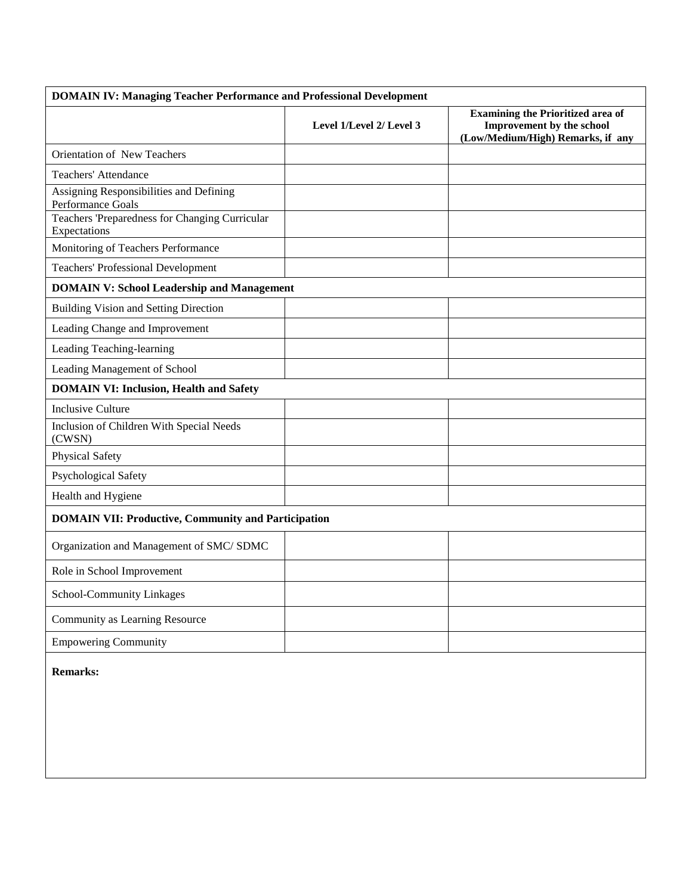| DOMAIN IV: Managing Teacher Performance and Professional Development | | |
|---|---|---|
| | **Level 1/Level 2/ Level 3** | **Examining the Prioritized area of Improvement by the school (Low/Medium/High) Remarks, if any** |
| Orientation of New Teachers | | |
| Teachers' Attendance | | |
| Assigning Responsibilities and Defining Performance Goals | | |
| Teachers 'Preparedness for Changing Curricular Expectations | | |
| Monitoring of Teachers Performance | | |
| Teachers' Professional Development | | |
| **DOMAIN V: School Leadership and Management** | | |
| Building Vision and Setting Direction | | |
| Leading Change and Improvement | | |
| Leading Teaching-learning | | |
| Leading Management of School | | |
| **DOMAIN VI: Inclusion, Health and Safety** | | |
| Inclusive Culture | | |
| Inclusion of Children With Special Needs (CWSN) | | |
| Physical Safety | | |
| Psychological Safety | | |
| Health and Hygiene | | |
| **DOMAIN VII: Productive, Community and Participation** | | |
| Organization and Management of SMC/ SDMC | | |
| Role in School Improvement | | |
| School-Community Linkages | | |
| Community as Learning Resource | | |
| Empowering Community | | |

**Remarks:**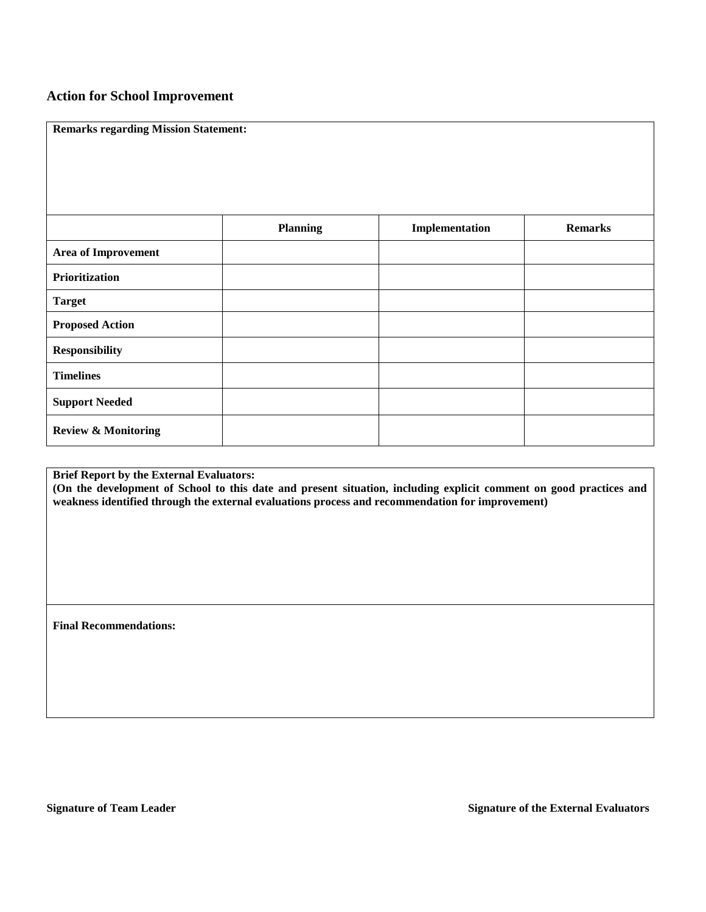## Action for School Improvement

**Remarks regarding Mission Statement:**

| | Planning | Implementation | Remarks |
|---|---|---|---|
| **Area of Improvement** | | | |
| **Prioritization** | | | |
| **Target** | | | |
| **Proposed Action** | | | |
| **Responsibility** | | | |
| **Timelines** | | | |
| **Support Needed** | | | |
| **Review & Monitoring** | | | |

**Brief Report by the External Evaluators:**
**(On the development of School to this date and present situation, including explicit comment on good practices and weakness identified through the external evaluations process and recommendation for improvement)**

**Final Recommendations:**

**Signature of Team Leader**

**Signature of the External Evaluators**